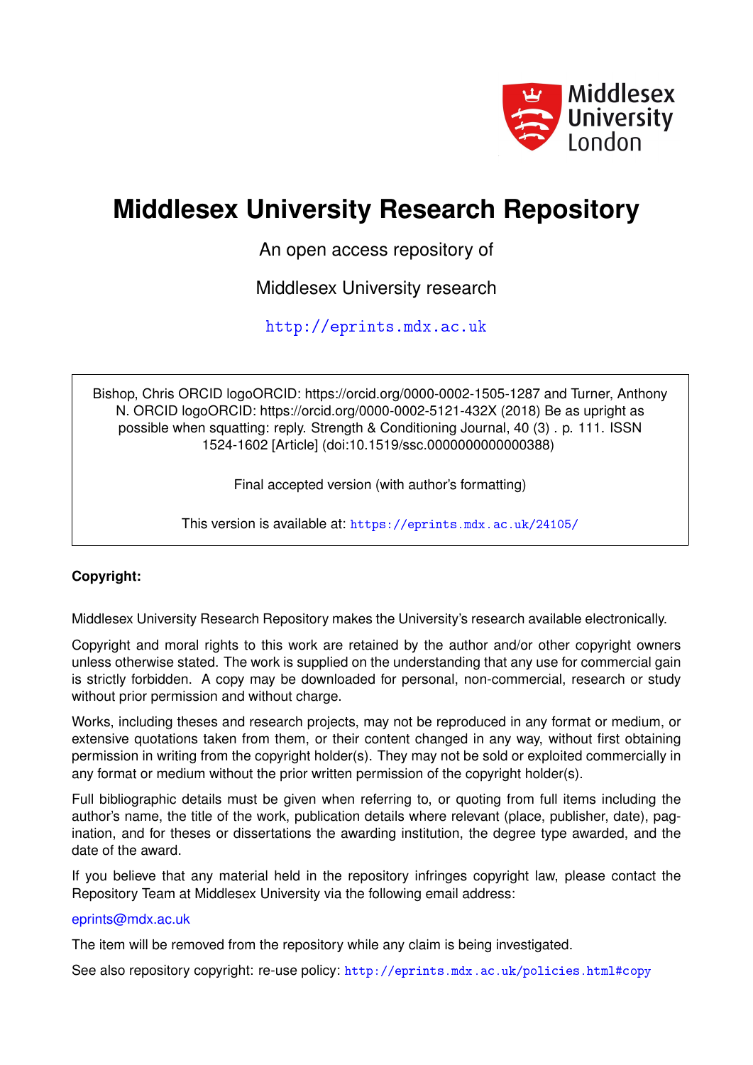Middlesex University London

# Middlesex University Research Repository

An open access repository of

Middlesex University research

http://eprints.mdx.ac.uk

Bishop, Chris ORCID logoORCID: https://orcid.org/0000-0002-1505-1287 and Turner, Anthony N. ORCID logoORCID: https://orcid.org/0000-0002-5121-432X (2018) Be as upright as possible when squatting: reply. Strength & Conditioning Journal, 40 (3) . p. 111. ISSN 1524-1602 [Article] (doi:10.1519/ssc.0000000000000388)

Final accepted version (with author's formatting)

This version is available at: https://eprints.mdx.ac.uk/24105/

**Copyright:**

Middlesex University Research Repository makes the University's research available electronically.

Copyright and moral rights to this work are retained by the author and/or other copyright owners unless otherwise stated. The work is supplied on the understanding that any use for commercial gain is strictly forbidden. A copy may be downloaded for personal, non-commercial, research or study without prior permission and without charge.

Works, including theses and research projects, may not be reproduced in any format or medium, or extensive quotations taken from them, or their content changed in any way, without first obtaining permission in writing from the copyright holder(s). They may not be sold or exploited commercially in any format or medium without the prior written permission of the copyright holder(s).

Full bibliographic details must be given when referring to, or quoting from full items including the author's name, the title of the work, publication details where relevant (place, publisher, date), pagination, and for theses or dissertations the awarding institution, the degree type awarded, and the date of the award.

If you believe that any material held in the repository infringes copyright law, please contact the Repository Team at Middlesex University via the following email address:

eprints@mdx.ac.uk

The item will be removed from the repository while any claim is being investigated.

See also repository copyright: re-use policy: http://eprints.mdx.ac.uk/policies.html#copy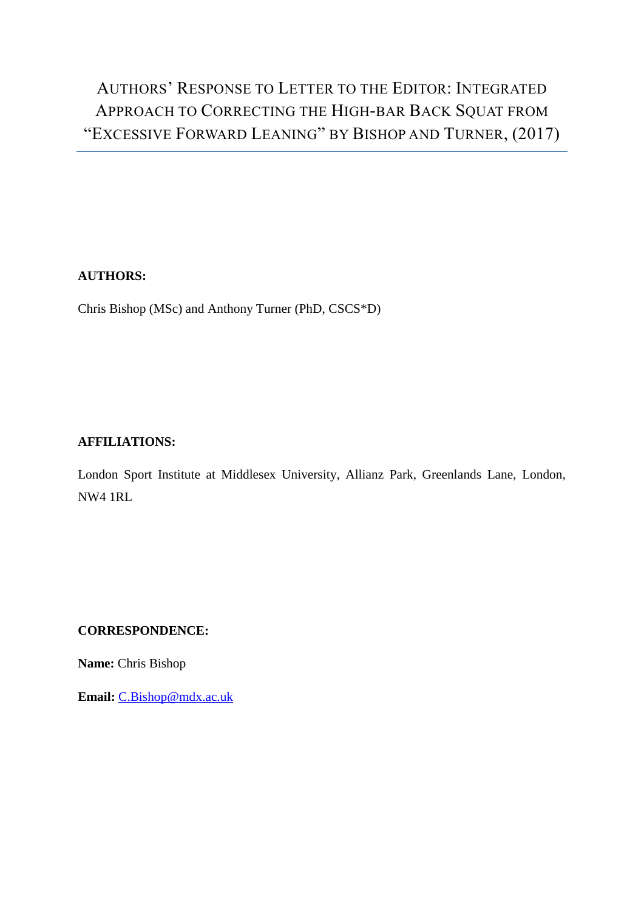# Authors' Response to Letter to the Editor: Integrated Approach to Correcting the High-bar Back Squat from "Excessive Forward Leaning" by Bishop and Turner, (2017)

**AUTHORS:**

Chris Bishop (MSc) and Anthony Turner (PhD, CSCS*D)

**AFFILIATIONS:**

London Sport Institute at Middlesex University, Allianz Park, Greenlands Lane, London, NW4 1RL

**CORRESPONDENCE:**

**Name:** Chris Bishop

**Email:** C.Bishop@mdx.ac.uk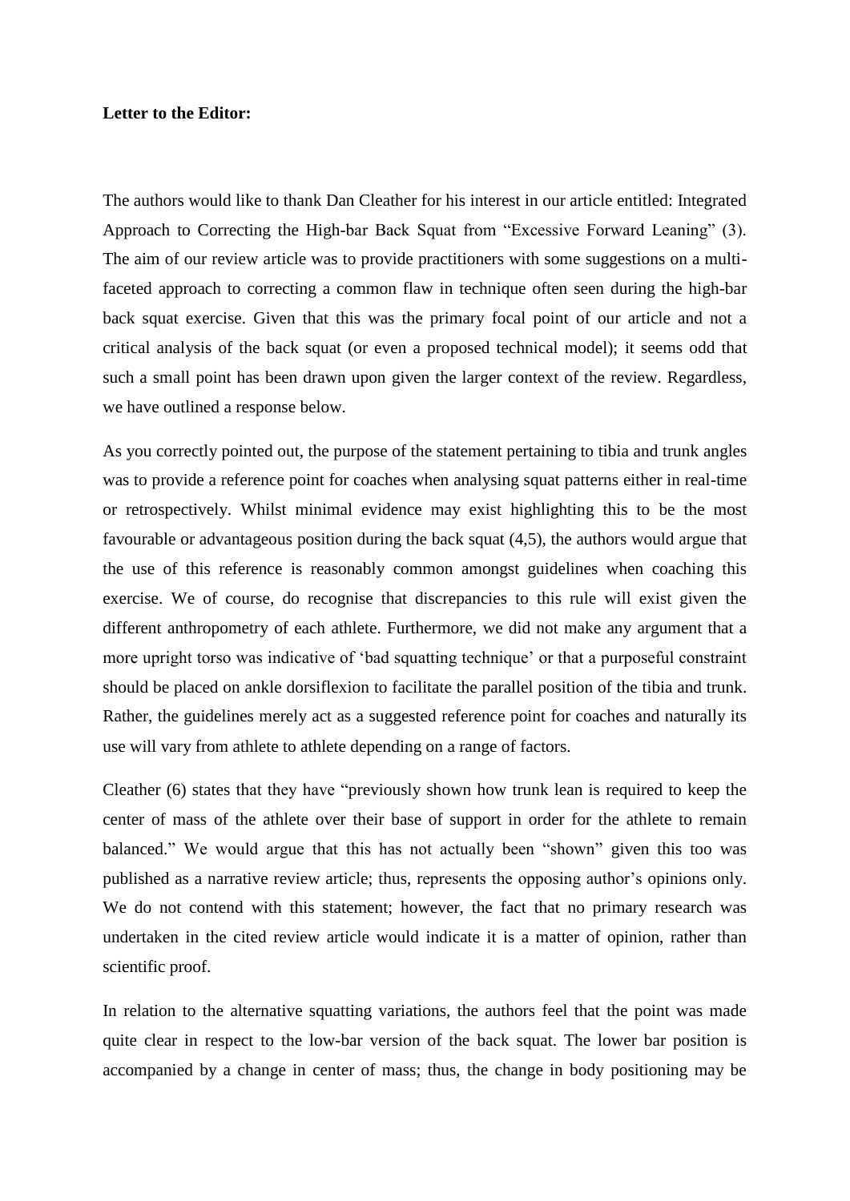**Letter to the Editor:**

The authors would like to thank Dan Cleather for his interest in our article entitled: Integrated Approach to Correcting the High-bar Back Squat from "Excessive Forward Leaning" (3). The aim of our review article was to provide practitioners with some suggestions on a multi-faceted approach to correcting a common flaw in technique often seen during the high-bar back squat exercise. Given that this was the primary focal point of our article and not a critical analysis of the back squat (or even a proposed technical model); it seems odd that such a small point has been drawn upon given the larger context of the review. Regardless, we have outlined a response below.

As you correctly pointed out, the purpose of the statement pertaining to tibia and trunk angles was to provide a reference point for coaches when analysing squat patterns either in real-time or retrospectively. Whilst minimal evidence may exist highlighting this to be the most favourable or advantageous position during the back squat (4,5), the authors would argue that the use of this reference is reasonably common amongst guidelines when coaching this exercise. We of course, do recognise that discrepancies to this rule will exist given the different anthropometry of each athlete. Furthermore, we did not make any argument that a more upright torso was indicative of 'bad squatting technique' or that a purposeful constraint should be placed on ankle dorsiflexion to facilitate the parallel position of the tibia and trunk. Rather, the guidelines merely act as a suggested reference point for coaches and naturally its use will vary from athlete to athlete depending on a range of factors.

Cleather (6) states that they have "previously shown how trunk lean is required to keep the center of mass of the athlete over their base of support in order for the athlete to remain balanced." We would argue that this has not actually been "shown" given this too was published as a narrative review article; thus, represents the opposing author's opinions only. We do not contend with this statement; however, the fact that no primary research was undertaken in the cited review article would indicate it is a matter of opinion, rather than scientific proof.

In relation to the alternative squatting variations, the authors feel that the point was made quite clear in respect to the low-bar version of the back squat. The lower bar position is accompanied by a change in center of mass; thus, the change in body positioning may be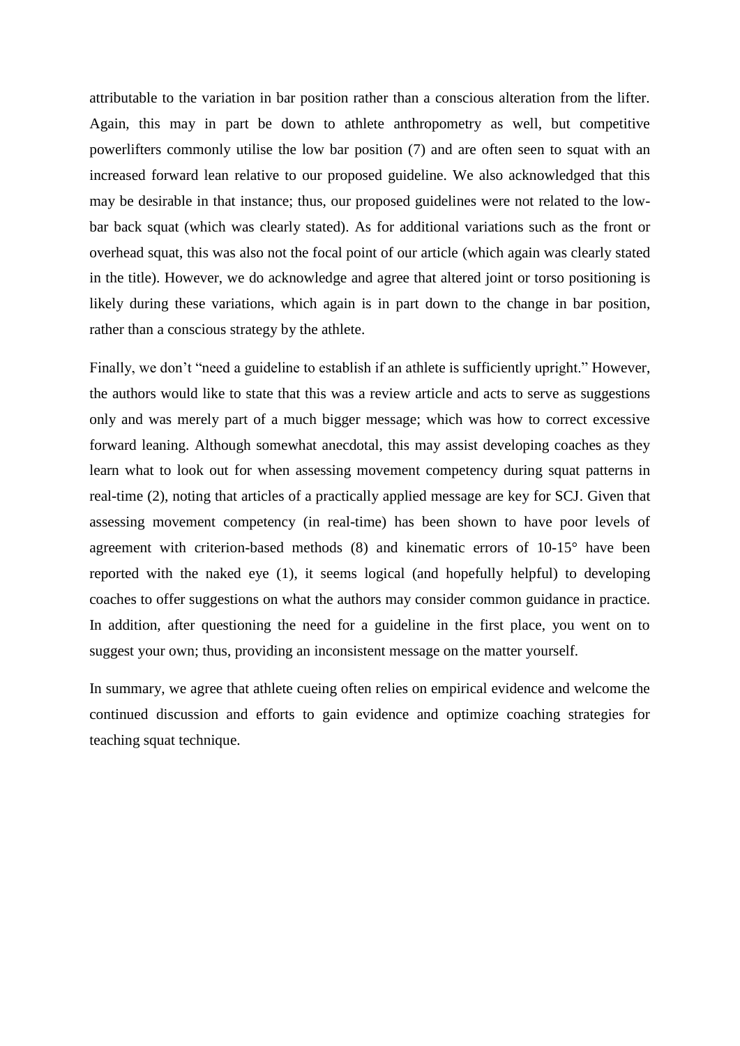attributable to the variation in bar position rather than a conscious alteration from the lifter. Again, this may in part be down to athlete anthropometry as well, but competitive powerlifters commonly utilise the low bar position (7) and are often seen to squat with an increased forward lean relative to our proposed guideline. We also acknowledged that this may be desirable in that instance; thus, our proposed guidelines were not related to the low-bar back squat (which was clearly stated). As for additional variations such as the front or overhead squat, this was also not the focal point of our article (which again was clearly stated in the title). However, we do acknowledge and agree that altered joint or torso positioning is likely during these variations, which again is in part down to the change in bar position, rather than a conscious strategy by the athlete.

Finally, we don't "need a guideline to establish if an athlete is sufficiently upright." However, the authors would like to state that this was a review article and acts to serve as suggestions only and was merely part of a much bigger message; which was how to correct excessive forward leaning. Although somewhat anecdotal, this may assist developing coaches as they learn what to look out for when assessing movement competency during squat patterns in real-time (2), noting that articles of a practically applied message are key for SCJ. Given that assessing movement competency (in real-time) has been shown to have poor levels of agreement with criterion-based methods (8) and kinematic errors of 10-15° have been reported with the naked eye (1), it seems logical (and hopefully helpful) to developing coaches to offer suggestions on what the authors may consider common guidance in practice. In addition, after questioning the need for a guideline in the first place, you went on to suggest your own; thus, providing an inconsistent message on the matter yourself.

In summary, we agree that athlete cueing often relies on empirical evidence and welcome the continued discussion and efforts to gain evidence and optimize coaching strategies for teaching squat technique.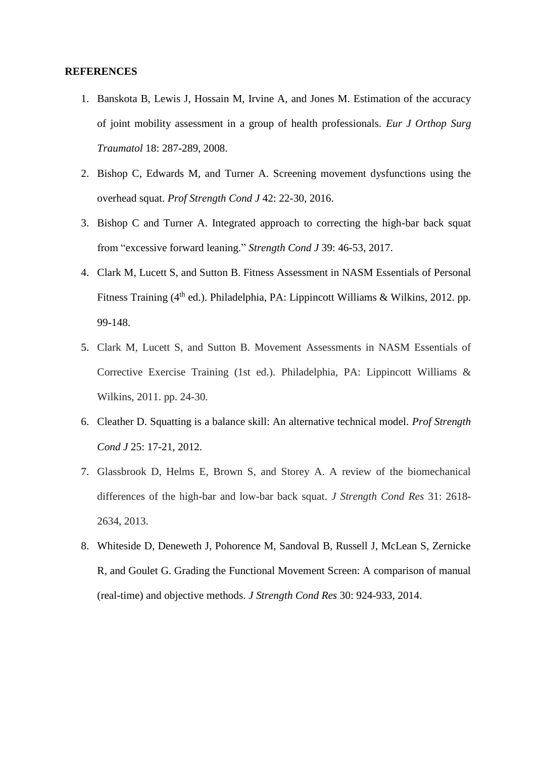**REFERENCES**

1. Banskota B, Lewis J, Hossain M, Irvine A, and Jones M. Estimation of the accuracy of joint mobility assessment in a group of health professionals. *Eur J Orthop Surg Traumatol* 18: 287-289, 2008.
2. Bishop C, Edwards M, and Turner A. Screening movement dysfunctions using the overhead squat. *Prof Strength Cond J* 42: 22-30, 2016.
3. Bishop C and Turner A. Integrated approach to correcting the high-bar back squat from "excessive forward leaning." *Strength Cond J* 39: 46-53, 2017.
4. Clark M, Lucett S, and Sutton B. Fitness Assessment in NASM Essentials of Personal Fitness Training (4th ed.). Philadelphia, PA: Lippincott Williams & Wilkins, 2012. pp. 99-148.
5. Clark M, Lucett S, and Sutton B. Movement Assessments in NASM Essentials of Corrective Exercise Training (1st ed.). Philadelphia, PA: Lippincott Williams & Wilkins, 2011. pp. 24-30.
6. Cleather D. Squatting is a balance skill: An alternative technical model. *Prof Strength Cond J* 25: 17-21, 2012.
7. Glassbrook D, Helms E, Brown S, and Storey A. A review of the biomechanical differences of the high-bar and low-bar back squat. *J Strength Cond Res* 31: 2618-2634, 2013.
8. Whiteside D, Deneweth J, Pohorence M, Sandoval B, Russell J, McLean S, Zernicke R, and Goulet G. Grading the Functional Movement Screen: A comparison of manual (real-time) and objective methods. *J Strength Cond Res* 30: 924-933, 2014.